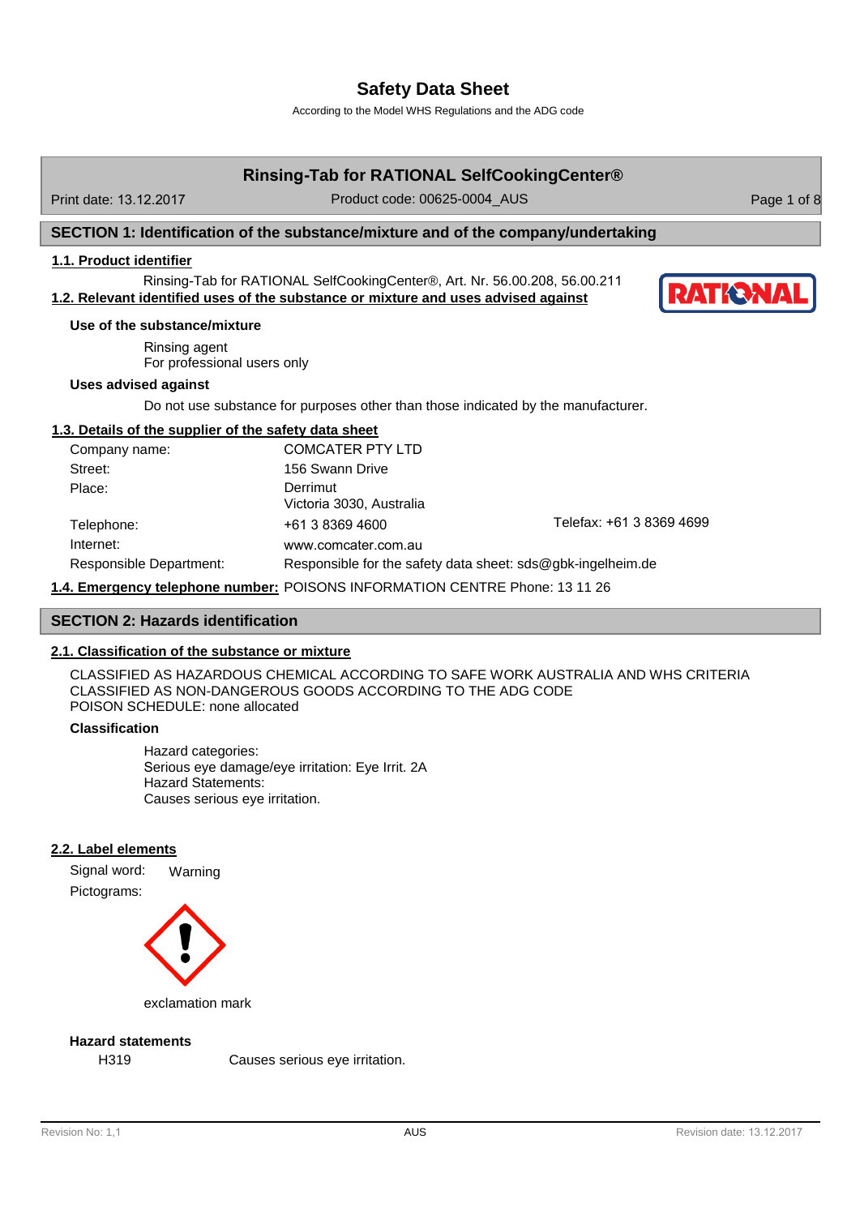# Safety Data Sheet

According to the Model WHS Regulations and the ADG code

## Rinsing-Tab for RATIONAL SelfCookingCenter®

Print date: 13.12.2017 | Product code: 00625-0004_AUS

## SECTION 1: Identification of the substance/mixture and of the company/undertaking

### 1.1. Product identifier

Rinsing-Tab for RATIONAL SelfCookingCenter®, Art. Nr. 56.00.208, 56.00.211

### 1.2. Relevant identified uses of the substance or mixture and uses advised against

**Use of the substance/mixture**

Rinsing agent
For professional users only

**Uses advised against**

Do not use substance for purposes other than those indicated by the manufacturer.

### 1.3. Details of the supplier of the safety data sheet

| | | |
|---|---|---|
| Company name: | COMCATER PTY LTD | |
| Street: | 156 Swann Drive | |
| Place: | Derrimut<br>Victoria 3030, Australia | |
| Telephone: | +61 3 8369 4600 | Telefax: +61 3 8369 4699 |
| Internet: | www.comcater.com.au | |
| Responsible Department: | Responsible for the safety data sheet: sds@gbk-ingelheim.de | |

**1.4. Emergency telephone number:** POISONS INFORMATION CENTRE Phone: 13 11 26

## SECTION 2: Hazards identification

### 2.1. Classification of the substance or mixture

CLASSIFIED AS HAZARDOUS CHEMICAL ACCORDING TO SAFE WORK AUSTRALIA AND WHS CRITERIA
CLASSIFIED AS NON-DANGEROUS GOODS ACCORDING TO THE ADG CODE
POISON SCHEDULE: none allocated

**Classification**

Hazard categories:
Serious eye damage/eye irritation: Eye Irrit. 2A
Hazard Statements:
Causes serious eye irritation.

### 2.2. Label elements

Signal word: Warning

Pictograms:

exclamation mark

**Hazard statements**

| | |
|---|---|
| H319 | Causes serious eye irritation. |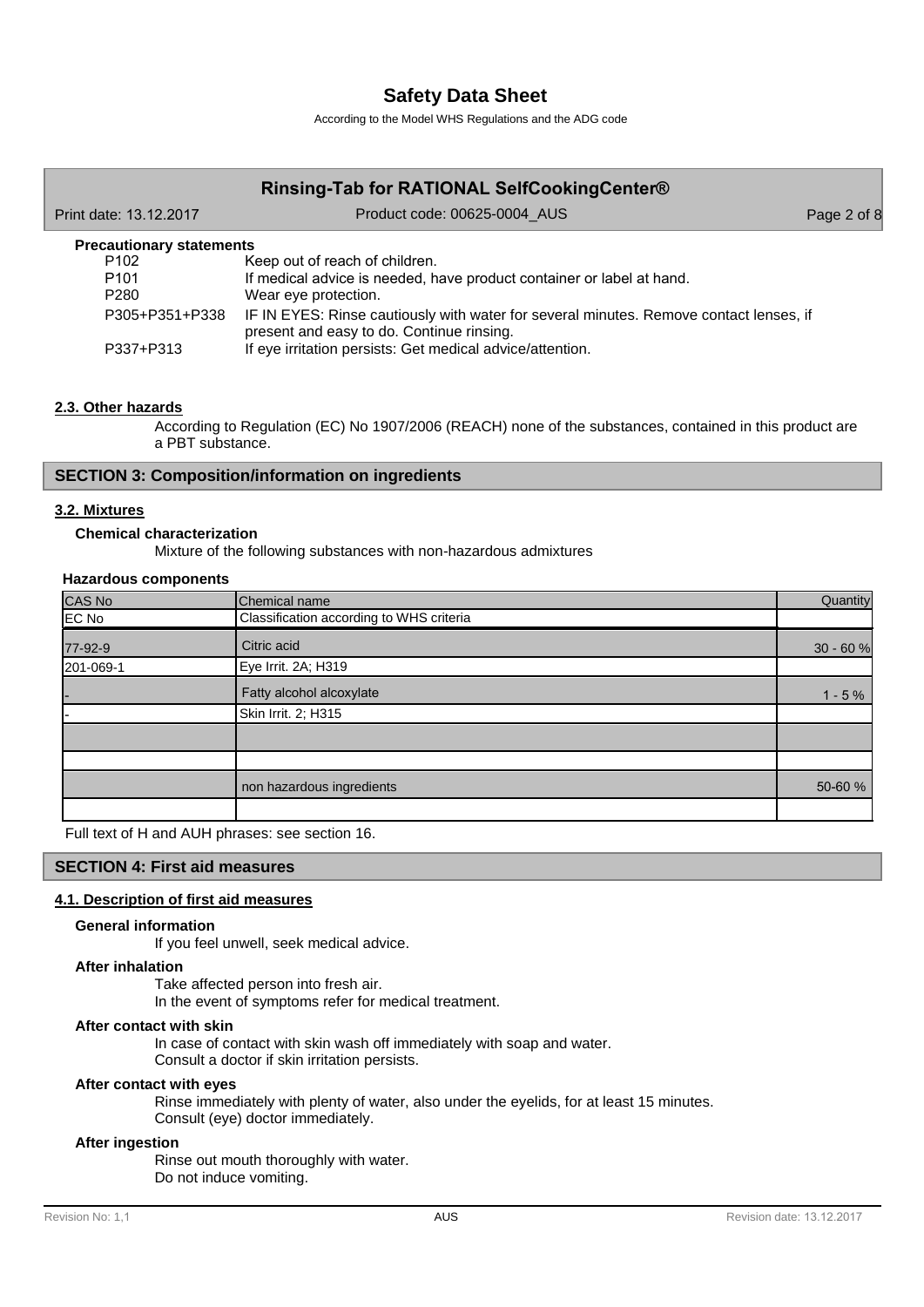**Precautionary statements**

| | |
|---|---|
| P102 | Keep out of reach of children. |
| P101 | If medical advice is needed, have product container or label at hand. |
| P280 | Wear eye protection. |
| P305+P351+P338 | IF IN EYES: Rinse cautiously with water for several minutes. Remove contact lenses, if present and easy to do. Continue rinsing. |
| P337+P313 | If eye irritation persists: Get medical advice/attention. |

### 2.3. Other hazards

According to Regulation (EC) No 1907/2006 (REACH) none of the substances, contained in this product are a PBT substance.

## SECTION 3: Composition/information on ingredients

### 3.2. Mixtures

**Chemical characterization**

Mixture of the following substances with non-hazardous admixtures

**Hazardous components**

| CAS No | Chemical name | Quantity |
|---|---|---|
| EC No | Classification according to WHS criteria | |
| 77-92-9 | Citric acid | 30 - 60 % |
| 201-069-1 | Eye Irrit. 2A; H319 | |
| - | Fatty alcohol alcoxylate | 1 - 5 % |
| - | Skin Irrit. 2; H315 | |
| | | |
| | | |
| | non hazardous ingredients | 50-60 % |
| | | |

Full text of H and AUH phrases: see section 16.

## SECTION 4: First aid measures

### 4.1. Description of first aid measures

**General information**

If you feel unwell, seek medical advice.

**After inhalation**

Take affected person into fresh air.
In the event of symptoms refer for medical treatment.

**After contact with skin**

In case of contact with skin wash off immediately with soap and water.
Consult a doctor if skin irritation persists.

**After contact with eyes**

Rinse immediately with plenty of water, also under the eyelids, for at least 15 minutes.
Consult (eye) doctor immediately.

**After ingestion**

Rinse out mouth thoroughly with water.
Do not induce vomiting.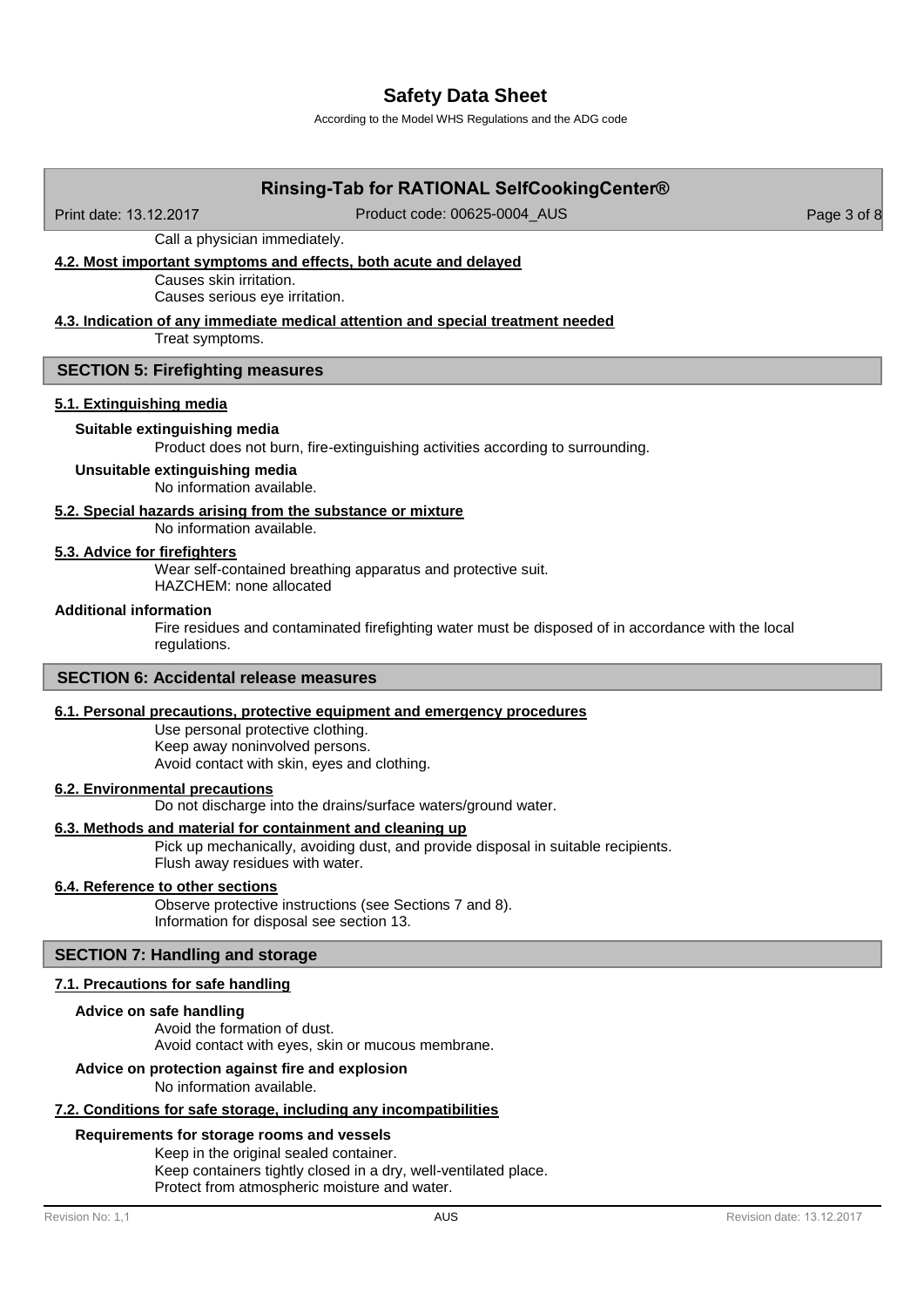Call a physician immediately.

### 4.2. Most important symptoms and effects, both acute and delayed

Causes skin irritation.
Causes serious eye irritation.

### 4.3. Indication of any immediate medical attention and special treatment needed

Treat symptoms.

## SECTION 5: Firefighting measures

### 5.1. Extinguishing media

**Suitable extinguishing media**

Product does not burn, fire-extinguishing activities according to surrounding.

**Unsuitable extinguishing media**

No information available.

### 5.2. Special hazards arising from the substance or mixture

No information available.

### 5.3. Advice for firefighters

Wear self-contained breathing apparatus and protective suit.
HAZCHEM: none allocated

**Additional information**

Fire residues and contaminated firefighting water must be disposed of in accordance with the local regulations.

## SECTION 6: Accidental release measures

### 6.1. Personal precautions, protective equipment and emergency procedures

Use personal protective clothing.
Keep away noninvolved persons.
Avoid contact with skin, eyes and clothing.

### 6.2. Environmental precautions

Do not discharge into the drains/surface waters/ground water.

### 6.3. Methods and material for containment and cleaning up

Pick up mechanically, avoiding dust, and provide disposal in suitable recipients.
Flush away residues with water.

### 6.4. Reference to other sections

Observe protective instructions (see Sections 7 and 8).
Information for disposal see section 13.

## SECTION 7: Handling and storage

### 7.1. Precautions for safe handling

**Advice on safe handling**

Avoid the formation of dust.
Avoid contact with eyes, skin or mucous membrane.

**Advice on protection against fire and explosion**

No information available.

### 7.2. Conditions for safe storage, including any incompatibilities

**Requirements for storage rooms and vessels**

Keep in the original sealed container.
Keep containers tightly closed in a dry, well-ventilated place.
Protect from atmospheric moisture and water.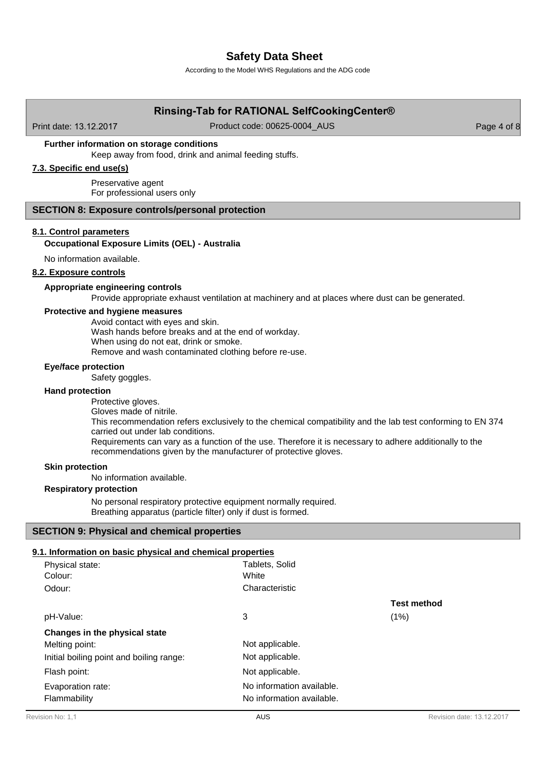**Further information on storage conditions**

Keep away from food, drink and animal feeding stuffs.

### 7.3. Specific end use(s)

Preservative agent
For professional users only

## SECTION 8: Exposure controls/personal protection

### 8.1. Control parameters

**Occupational Exposure Limits (OEL) - Australia**

No information available.

### 8.2. Exposure controls

**Appropriate engineering controls**

Provide appropriate exhaust ventilation at machinery and at places where dust can be generated.

**Protective and hygiene measures**

Avoid contact with eyes and skin.
Wash hands before breaks and at the end of workday.
When using do not eat, drink or smoke.
Remove and wash contaminated clothing before re-use.

**Eye/face protection**

Safety goggles.

**Hand protection**

Protective gloves.
Gloves made of nitrile.
This recommendation refers exclusively to the chemical compatibility and the lab test conforming to EN 374 carried out under lab conditions.
Requirements can vary as a function of the use. Therefore it is necessary to adhere additionally to the recommendations given by the manufacturer of protective gloves.

**Skin protection**

No information available.

**Respiratory protection**

No personal respiratory protective equipment normally required.
Breathing apparatus (particle filter) only if dust is formed.

## SECTION 9: Physical and chemical properties

### 9.1. Information on basic physical and chemical properties

| | | |
|---|---|---|
| Physical state: | Tablets, Solid | |
| Colour: | White | |
| Odour: | Characteristic | |
| | | **Test method** |
| pH-Value: | 3 | (1%) |
| **Changes in the physical state** | | |
| Melting point: | Not applicable. | |
| Initial boiling point and boiling range: | Not applicable. | |
| Flash point: | Not applicable. | |
| Evaporation rate: | No information available. | |
| Flammability | No information available. | |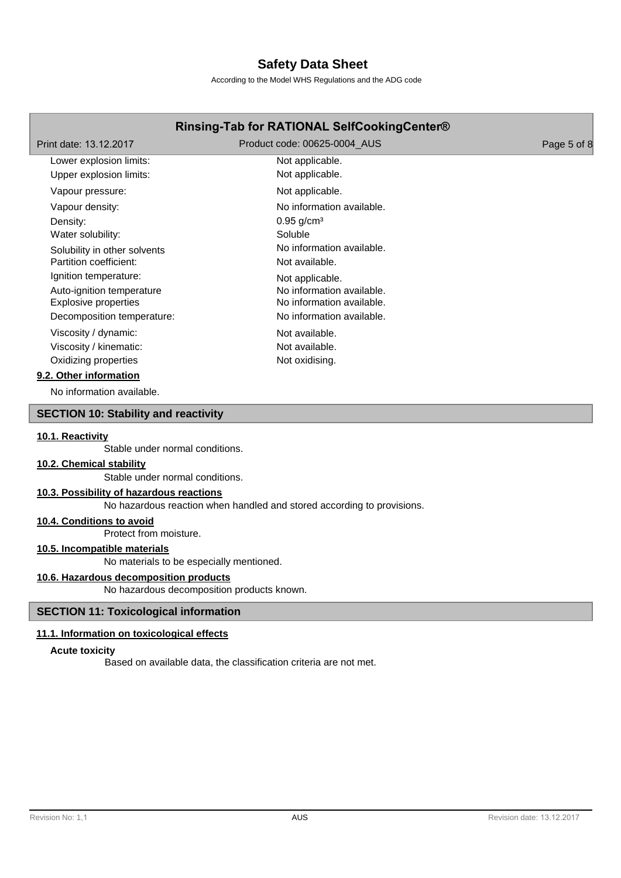| | |
|---|---|
| Lower explosion limits: | Not applicable. |
| Upper explosion limits: | Not applicable. |
| Vapour pressure: | Not applicable. |
| Vapour density: | No information available. |
| Density: | 0.95 g/cm³ |
| Water solubility: | Soluble |
| Solubility in other solvents | No information available. |
| Partition coefficient: | Not available. |
| Ignition temperature: | Not applicable. |
| Auto-ignition temperature | No information available. |
| Explosive properties | No information available. |
| Decomposition temperature: | No information available. |
| Viscosity / dynamic: | Not available. |
| Viscosity / kinematic: | Not available. |
| Oxidizing properties | Not oxidising. |

**9.2. Other information**

No information available.

## SECTION 10: Stability and reactivity

**10.1. Reactivity**

Stable under normal conditions.

**10.2. Chemical stability**

Stable under normal conditions.

**10.3. Possibility of hazardous reactions**

No hazardous reaction when handled and stored according to provisions.

**10.4. Conditions to avoid**

Protect from moisture.

**10.5. Incompatible materials**

No materials to be especially mentioned.

**10.6. Hazardous decomposition products**

No hazardous decomposition products known.

## SECTION 11: Toxicological information

**11.1. Information on toxicological effects**

**Acute toxicity**

Based on available data, the classification criteria are not met.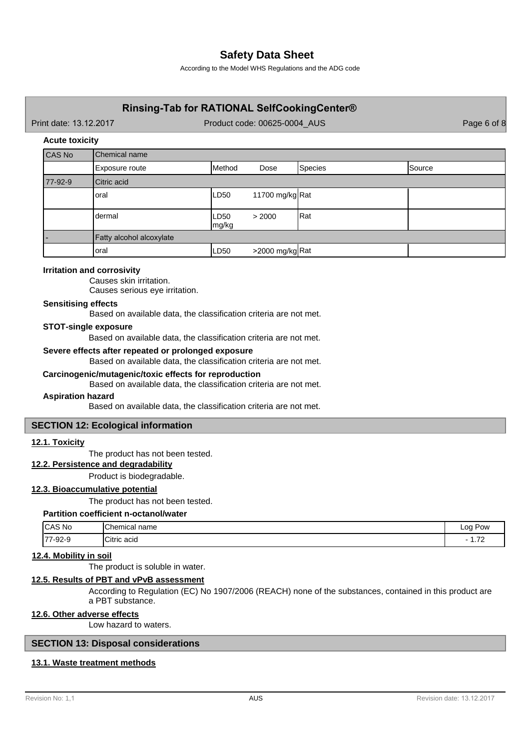**Acute toxicity**

| CAS No | Chemical name | | | | |
|---|---|---|---|---|---|
| | Exposure route | Method | Dose | Species | Source |
| 77-92-9 | Citric acid | | | | |
| | oral | LD50 | 11700 mg/kg | Rat | |
| | dermal | LD50 | > 2000 mg/kg | Rat | |
| - | Fatty alcohol alcoxylate | | | | |
| | oral | LD50 | >2000 mg/kg | Rat | |

**Irritation and corrosivity**

Causes skin irritation.
Causes serious eye irritation.

**Sensitising effects**

Based on available data, the classification criteria are not met.

**STOT-single exposure**

Based on available data, the classification criteria are not met.

**Severe effects after repeated or prolonged exposure**

Based on available data, the classification criteria are not met.

**Carcinogenic/mutagenic/toxic effects for reproduction**

Based on available data, the classification criteria are not met.

**Aspiration hazard**

Based on available data, the classification criteria are not met.

## SECTION 12: Ecological information

### 12.1. Toxicity

The product has not been tested.

### 12.2. Persistence and degradability

Product is biodegradable.

### 12.3. Bioaccumulative potential

The product has not been tested.

**Partition coefficient n-octanol/water**

| CAS No | Chemical name | Log Pow |
|---|---|---|
| 77-92-9 | Citric acid | - 1.72 |

### 12.4. Mobility in soil

The product is soluble in water.

### 12.5. Results of PBT and vPvB assessment

According to Regulation (EC) No 1907/2006 (REACH) none of the substances, contained in this product are a PBT substance.

### 12.6. Other adverse effects

Low hazard to waters.

## SECTION 13: Disposal considerations

### 13.1. Waste treatment methods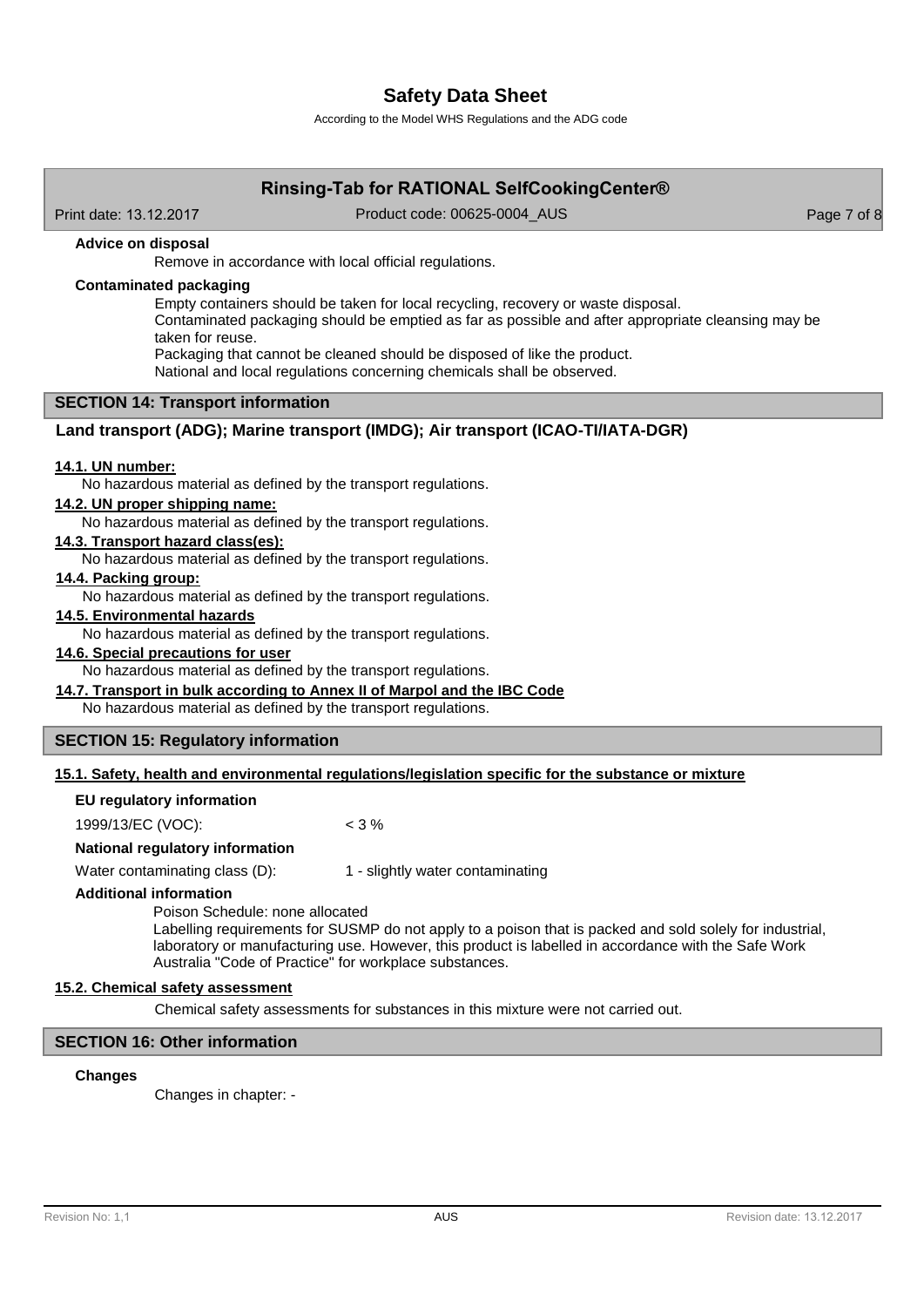**Advice on disposal**

Remove in accordance with local official regulations.

**Contaminated packaging**

Empty containers should be taken for local recycling, recovery or waste disposal.
Contaminated packaging should be emptied as far as possible and after appropriate cleansing may be taken for reuse.
Packaging that cannot be cleaned should be disposed of like the product.
National and local regulations concerning chemicals shall be observed.

## SECTION 14: Transport information

### Land transport (ADG); Marine transport (IMDG); Air transport (ICAO-TI/IATA-DGR)

**14.1. UN number:**

No hazardous material as defined by the transport regulations.

**14.2. UN proper shipping name:**

No hazardous material as defined by the transport regulations.

**14.3. Transport hazard class(es):**

No hazardous material as defined by the transport regulations.

**14.4. Packing group:**

No hazardous material as defined by the transport regulations.

**14.5. Environmental hazards**

No hazardous material as defined by the transport regulations.

**14.6. Special precautions for user**

No hazardous material as defined by the transport regulations.

**14.7. Transport in bulk according to Annex II of Marpol and the IBC Code**

No hazardous material as defined by the transport regulations.

## SECTION 15: Regulatory information

**15.1. Safety, health and environmental regulations/legislation specific for the substance or mixture**

**EU regulatory information**

1999/13/EC (VOC): < 3 %

**National regulatory information**

Water contaminating class (D): 1 - slightly water contaminating

**Additional information**

Poison Schedule: none allocated
Labelling requirements for SUSMP do not apply to a poison that is packed and sold solely for industrial, laboratory or manufacturing use. However, this product is labelled in accordance with the Safe Work Australia "Code of Practice" for workplace substances.

**15.2. Chemical safety assessment**

Chemical safety assessments for substances in this mixture were not carried out.

## SECTION 16: Other information

**Changes**

Changes in chapter: -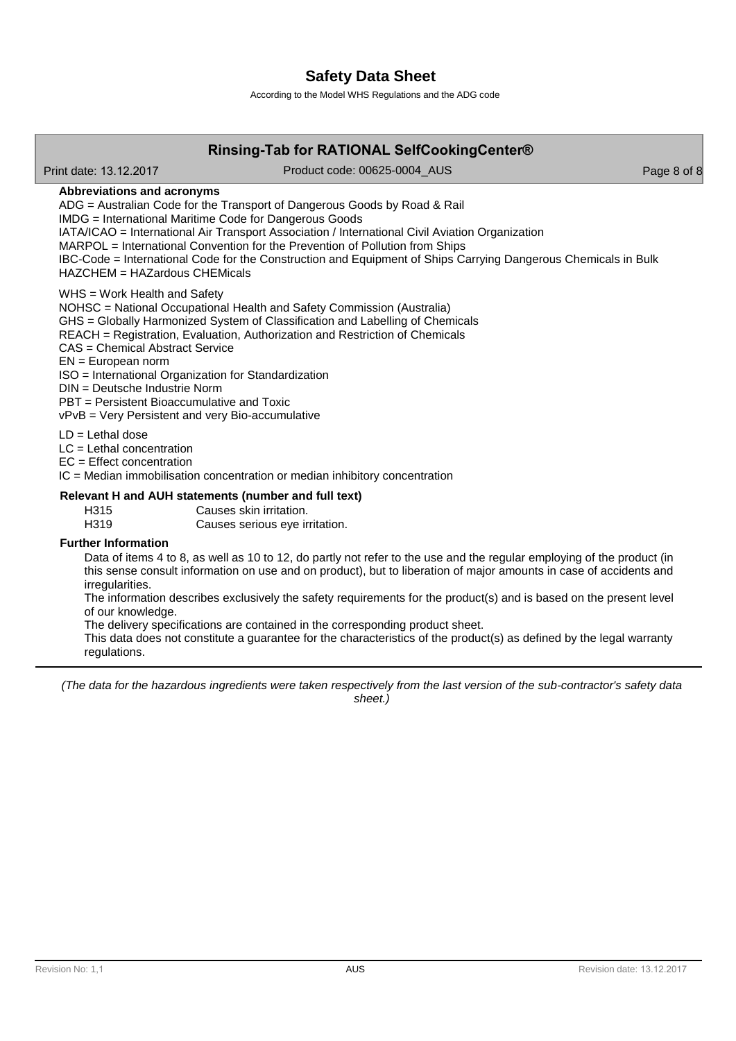**Abbreviations and acronyms**

ADG = Australian Code for the Transport of Dangerous Goods by Road & Rail
IMDG = International Maritime Code for Dangerous Goods
IATA/ICAO = International Air Transport Association / International Civil Aviation Organization
MARPOL = International Convention for the Prevention of Pollution from Ships
IBC-Code = International Code for the Construction and Equipment of Ships Carrying Dangerous Chemicals in Bulk
HAZCHEM = HAZardous CHEMicals

WHS = Work Health and Safety
NOHSC = National Occupational Health and Safety Commission (Australia)
GHS = Globally Harmonized System of Classification and Labelling of Chemicals
REACH = Registration, Evaluation, Authorization and Restriction of Chemicals
CAS = Chemical Abstract Service
EN = European norm
ISO = International Organization for Standardization
DIN = Deutsche Industrie Norm
PBT = Persistent Bioaccumulative and Toxic
vPvB = Very Persistent and very Bio-accumulative

LD = Lethal dose
LC = Lethal concentration
EC = Effect concentration
IC = Median immobilisation concentration or median inhibitory concentration

**Relevant H and AUH statements (number and full text)**

| | |
|---|---|
| H315 | Causes skin irritation. |
| H319 | Causes serious eye irritation. |

**Further Information**

Data of items 4 to 8, as well as 10 to 12, do partly not refer to the use and the regular employing of the product (in this sense consult information on use and on product), but to liberation of major amounts in case of accidents and irregularities.
The information describes exclusively the safety requirements for the product(s) and is based on the present level of our knowledge.
The delivery specifications are contained in the corresponding product sheet.
This data does not constitute a guarantee for the characteristics of the product(s) as defined by the legal warranty regulations.

---

*(The data for the hazardous ingredients were taken respectively from the last version of the sub-contractor's safety data sheet.)*